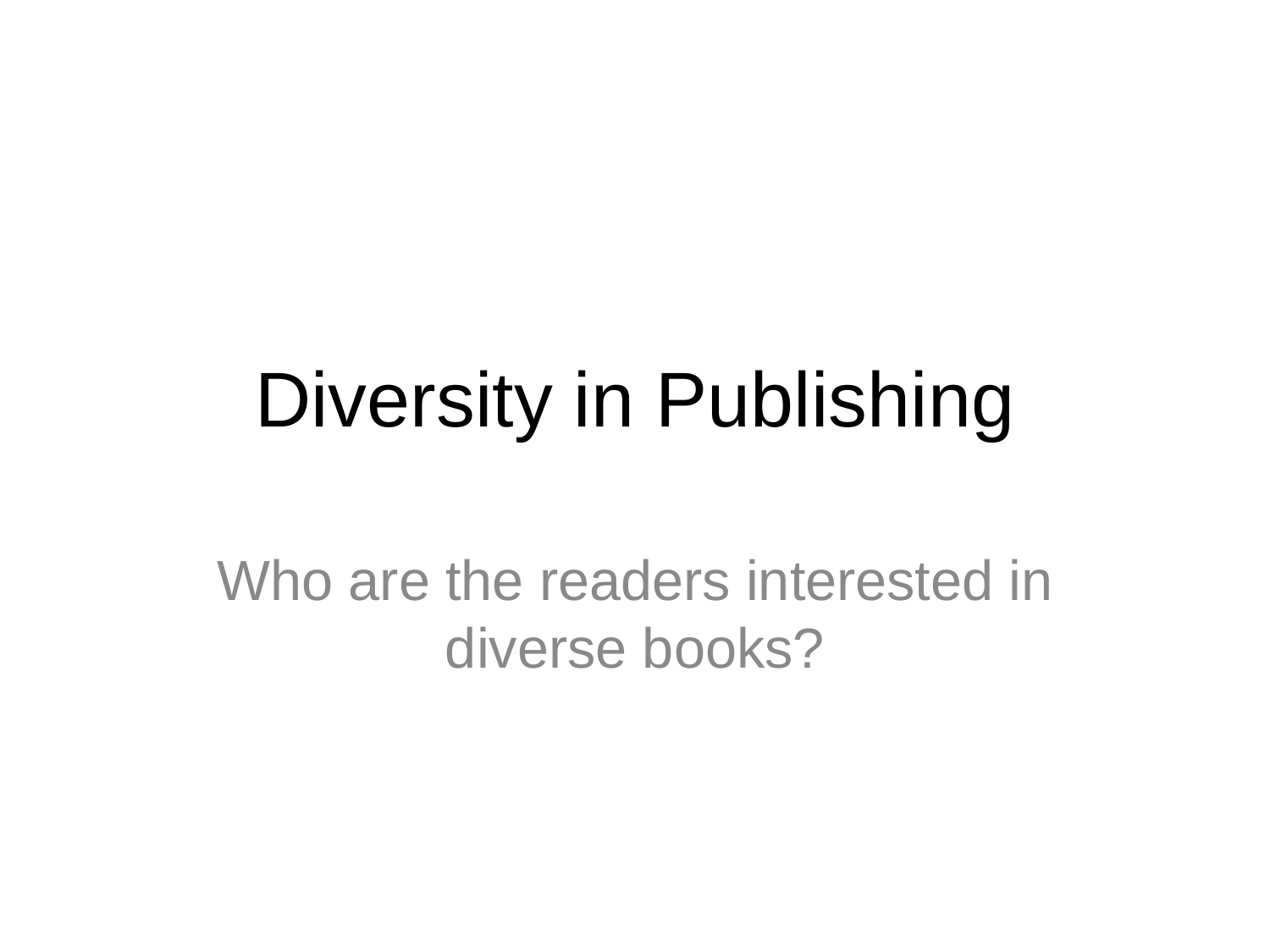# Diversity in Publishing

Who are the readers interested in diverse books?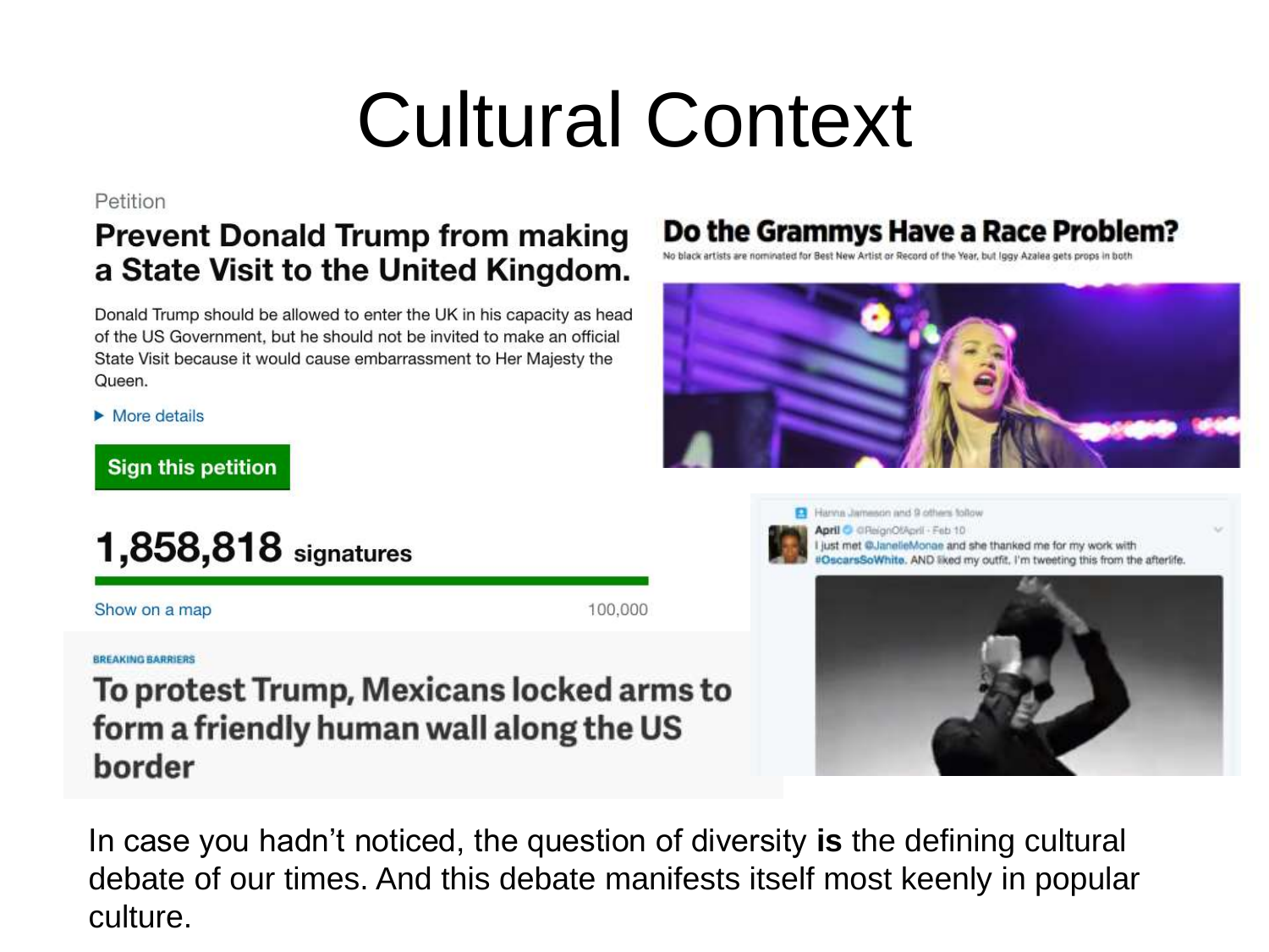# Cultural Context

Petition

## Prevent Donald Trump from making a State Visit to the United Kingdom.

Donald Trump should be allowed to enter the UK in his capacity as head of the US Government, but he should not be invited to make an official State Visit because it would cause embarrassment to Her Majesty the Queen.

▶ More details

Sign this petition

**1,858,818** signatures

Show on a map

100,000

## Do the Grammys Have a Race Problem?

No black artists are nominated for Best New Artist or Record of the Year, but Iggy Azalea gets props in both

Hanna Jameson and 9 others follow

April @ReignOfApril · Feb 10

I just met @JanelleMonae and she thanked me for my work with #OscarsSoWhite. AND liked my outfit. I'm tweeting this from the afterlife.

BREAKING BARRIERS

## To protest Trump, Mexicans locked arms to form a friendly human wall along the US border

In case you hadn't noticed, the question of diversity **is** the defining cultural debate of our times. And this debate manifests itself most keenly in popular culture.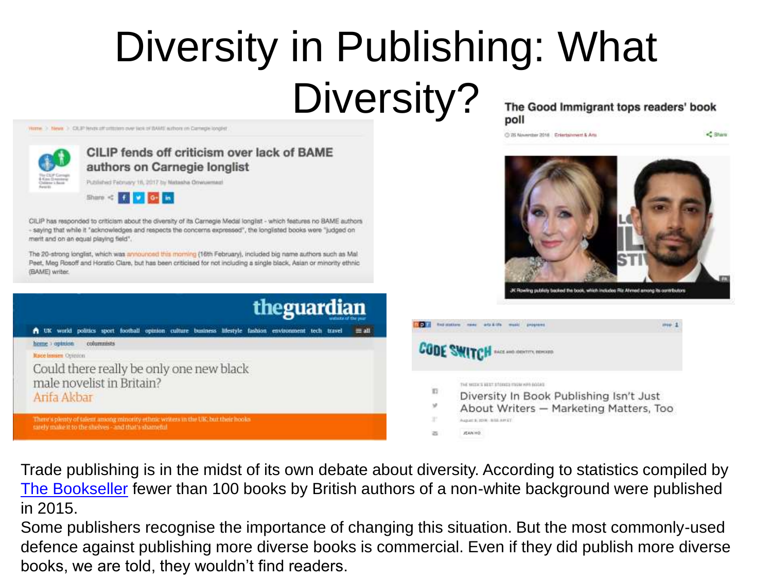# Diversity in Publishing: What Diversity?

Home > News > CILIP fends off criticism over lack of BAME authors on Carnegie longlist

## CILIP fends off criticism over lack of BAME authors on Carnegie longlist

Published February 16, 2017 by Natasha Onwuemezi

CILIP has responded to criticism about the diversity of its Carnegie Medal longlist - which features no BAME authors - saying that while it "acknowledges and respects the concerns expressed", the longlisted books were "judged on merit and on an equal playing field".

The 20-strong longlist, which was announced this morning (16th February), included big name authors such as Mal Peet, Meg Rosoff and Horatio Clare, but has been criticised for not including a single black, Asian or minority ethnic (BAME) writer.

## The Good Immigrant tops readers' book poll

25 November 2016 Entertainment & Arts

JK Rowling publicly backed the book, which includes Riz Ahmed among its contributors

**theguardian**

Race issues Opinion

## Could there really be only one new black male novelist in Britain?

Arifa Akbar

There's plenty of talent among minority ethnic writers in the UK, but their books rarely make it to the shelves - and that's shameful

**CODE SWITCH**

## Diversity In Book Publishing Isn't Just About Writers — Marketing Matters, Too

JEAN HO

Trade publishing is in the midst of its own debate about diversity. According to statistics compiled by The Bookseller fewer than 100 books by British authors of a non-white background were published in 2015.

Some publishers recognise the importance of changing this situation. But the most commonly-used defence against publishing more diverse books is commercial. Even if they did publish more diverse books, we are told, they wouldn't find readers.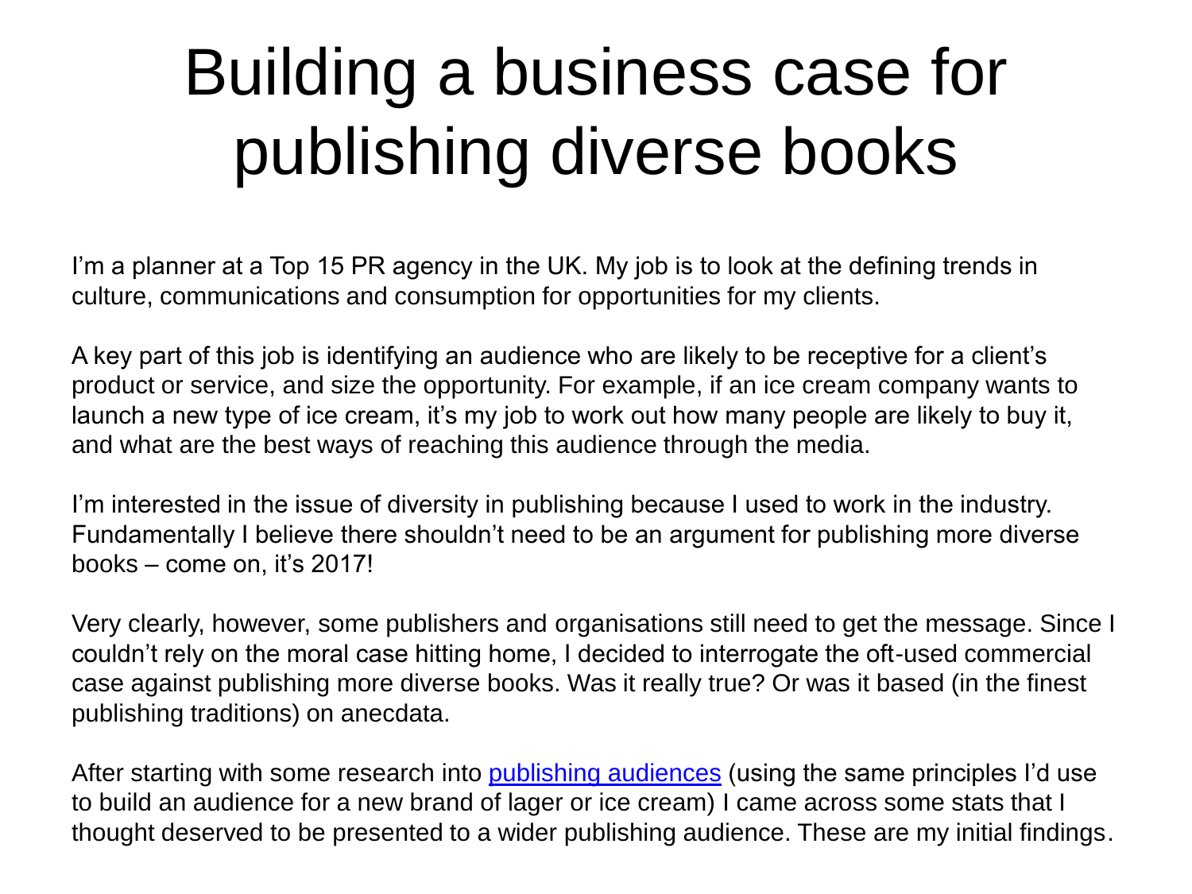# Building a business case for publishing diverse books

I'm a planner at a Top 15 PR agency in the UK. My job is to look at the defining trends in culture, communications and consumption for opportunities for my clients.

A key part of this job is identifying an audience who are likely to be receptive for a client's product or service, and size the opportunity. For example, if an ice cream company wants to launch a new type of ice cream, it's my job to work out how many people are likely to buy it, and what are the best ways of reaching this audience through the media.

I'm interested in the issue of diversity in publishing because I used to work in the industry. Fundamentally I believe there shouldn't need to be an argument for publishing more diverse books – come on, it's 2017!

Very clearly, however, some publishers and organisations still need to get the message. Since I couldn't rely on the moral case hitting home, I decided to interrogate the oft-used commercial case against publishing more diverse books. Was it really true? Or was it based (in the finest publishing traditions) on anecdata.

After starting with some research into publishing audiences (using the same principles I'd use to build an audience for a new brand of lager or ice cream) I came across some stats that I thought deserved to be presented to a wider publishing audience. These are my initial findings.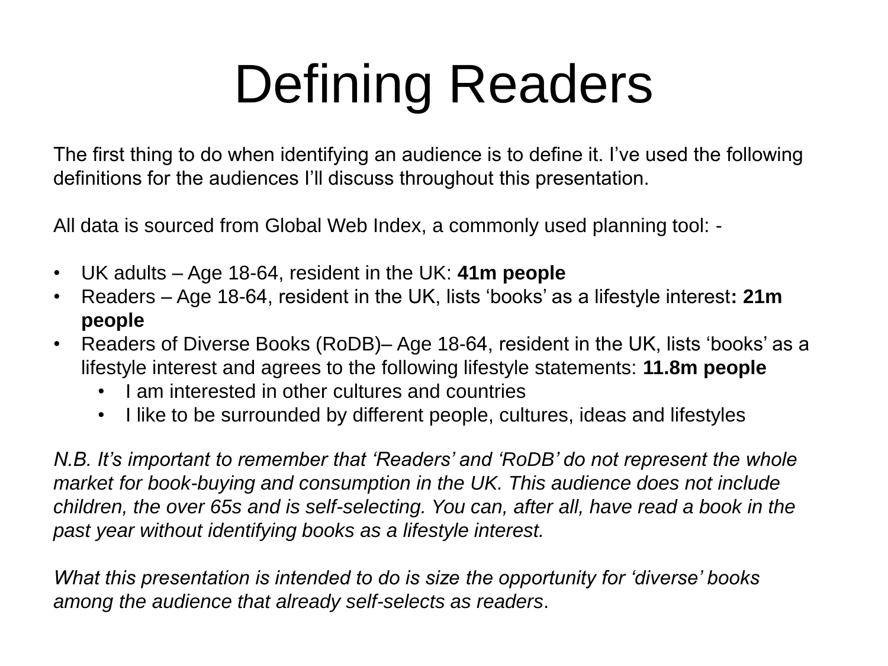# Defining Readers

The first thing to do when identifying an audience is to define it. I've used the following definitions for the audiences I'll discuss throughout this presentation.

All data is sourced from Global Web Index, a commonly used planning tool: -

- UK adults – Age 18-64, resident in the UK: **41m people**
- Readers – Age 18-64, resident in the UK, lists 'books' as a lifestyle interest**: 21m people**
- Readers of Diverse Books (RoDB)– Age 18-64, resident in the UK, lists 'books' as a lifestyle interest and agrees to the following lifestyle statements: **11.8m people**
    - I am interested in other cultures and countries
    - I like to be surrounded by different people, cultures, ideas and lifestyles

*N.B. It's important to remember that 'Readers' and 'RoDB' do not represent the whole market for book-buying and consumption in the UK. This audience does not include children, the over 65s and is self-selecting. You can, after all, have read a book in the past year without identifying books as a lifestyle interest.*

*What this presentation is intended to do is size the opportunity for 'diverse' books among the audience that already self-selects as readers*.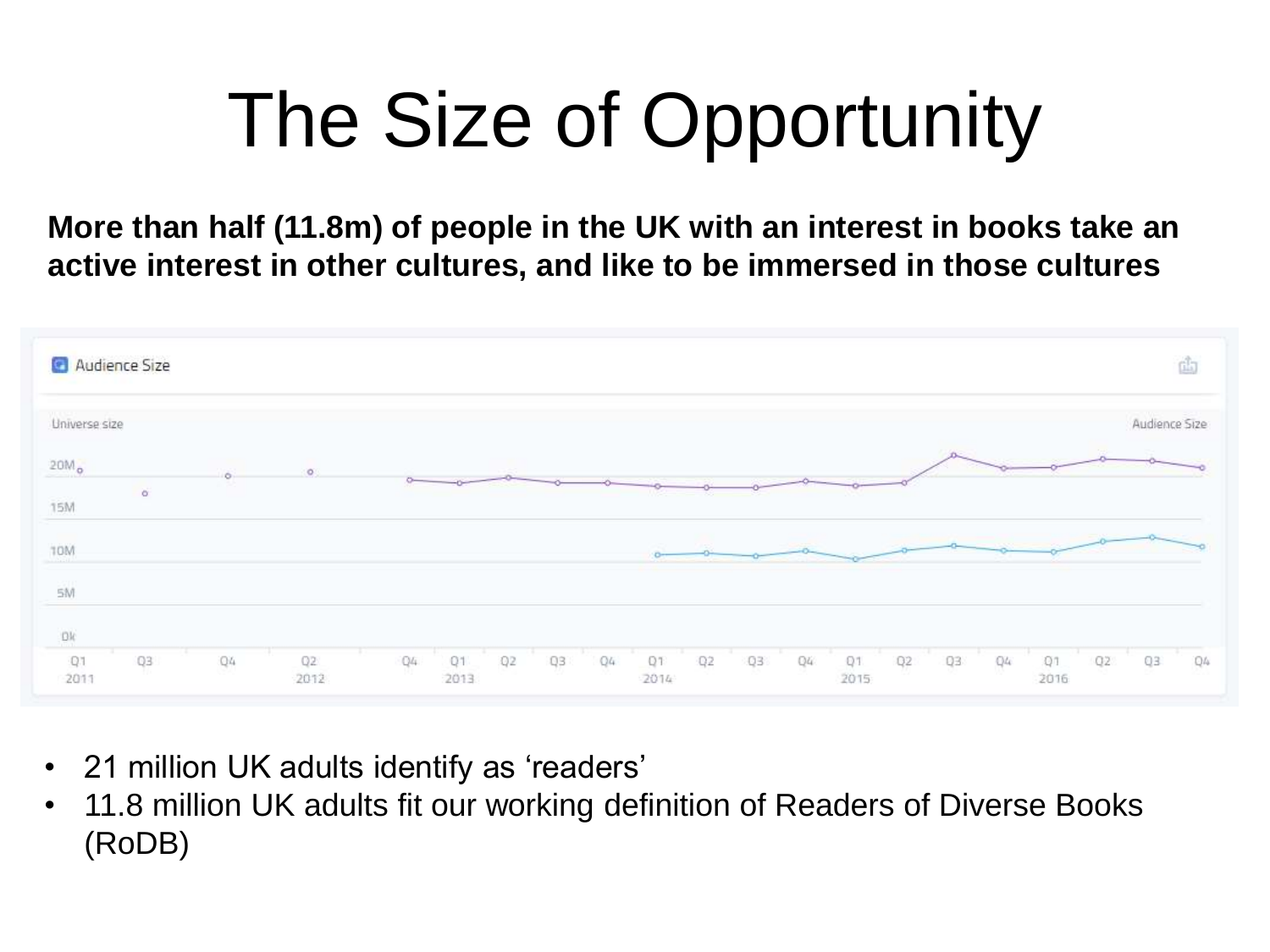# The Size of Opportunity

**More than half (11.8m) of people in the UK with an interest in books take an active interest in other cultures, and like to be immersed in those cultures**

Audience Size

Universe size

Audience Size

20M

15M

10M

5M

0k

Q1 2011, Q3, Q4, Q2 2012, Q4, Q1 2013, Q2, Q3, Q4, Q1 2014, Q2, Q3, Q4, Q1 2015, Q2, Q3, Q4, Q1 2016, Q2, Q3, Q4

- 21 million UK adults identify as 'readers'
- 11.8 million UK adults fit our working definition of Readers of Diverse Books (RoDB)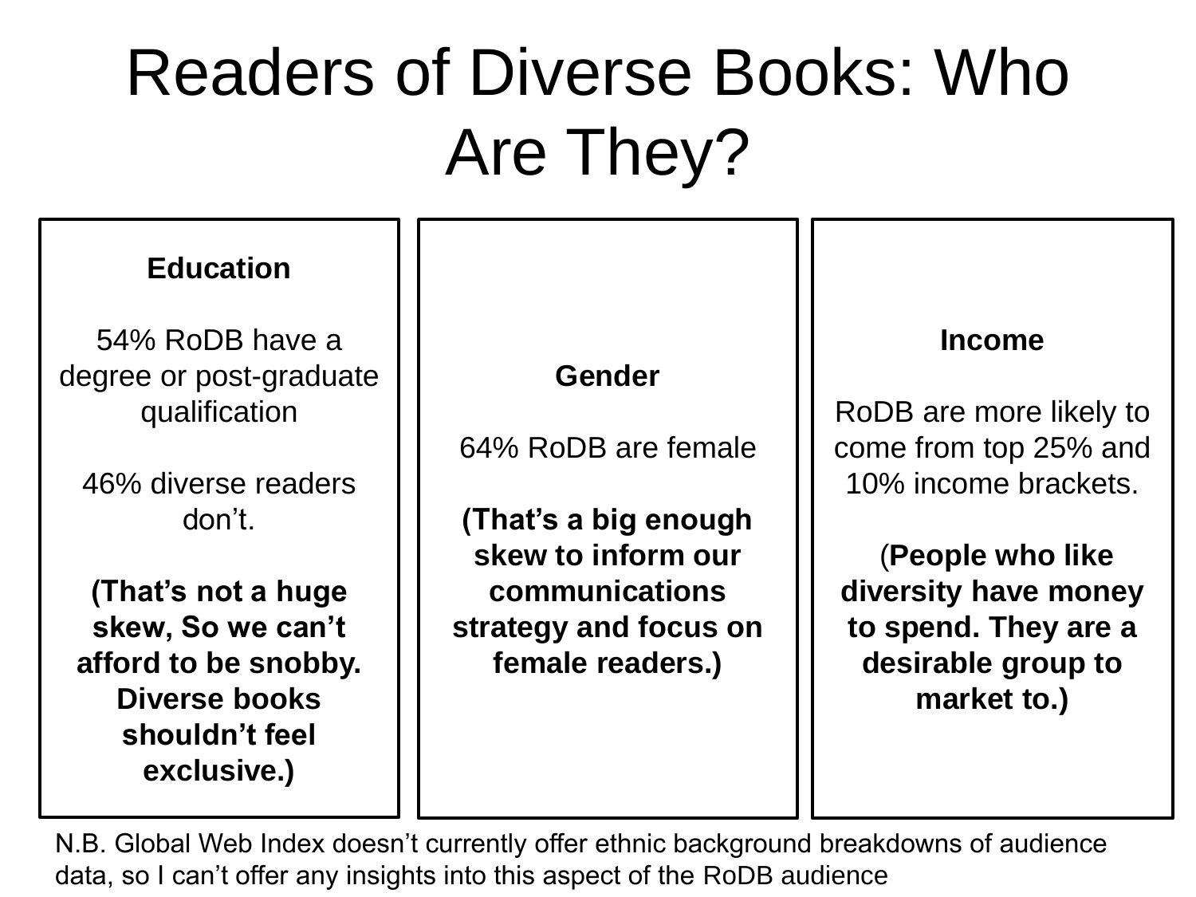# Readers of Diverse Books: Who Are They?

**Education**

54% RoDB have a degree or post-graduate qualification

46% diverse readers don't.

**(That's not a huge skew, So we can't afford to be snobby. Diverse books shouldn't feel exclusive.)**

**Gender**

64% RoDB are female

**(That's a big enough skew to inform our communications strategy and focus on female readers.)**

**Income**

RoDB are more likely to come from top 25% and 10% income brackets.

(**People who like diversity have money to spend. They are a desirable group to market to.)**

N.B. Global Web Index doesn't currently offer ethnic background breakdowns of audience data, so I can't offer any insights into this aspect of the RoDB audience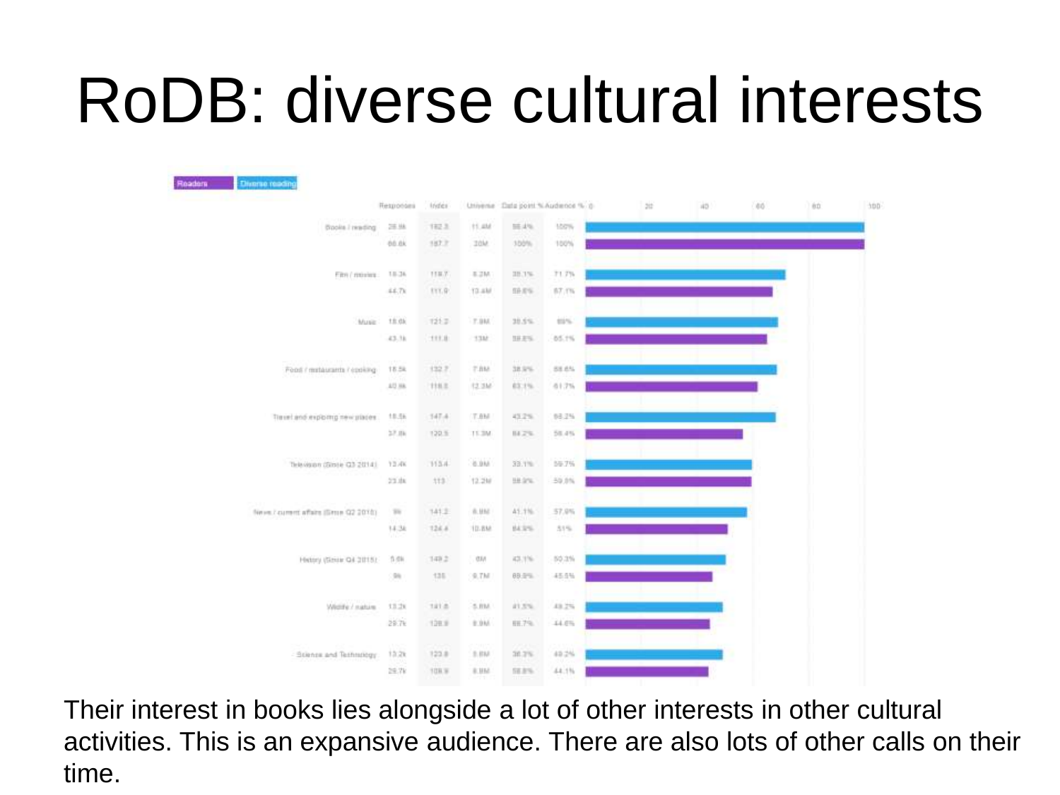# RoDB: diverse cultural interests

Readers
Diverse reading

Responses Index Universe Data point % Audience %

0 20 40 60 80 100

Books / reading
Film / movies
Music
Food / restaurants / cooking
Travel and exploring new places
Television (Since Q3 2014)
News / current affairs (Since Q2 2015)
History (Since Q4 2015)
Wildlife / nature
Science and Technology

Their interest in books lies alongside a lot of other interests in other cultural activities. This is an expansive audience. There are also lots of other calls on their time.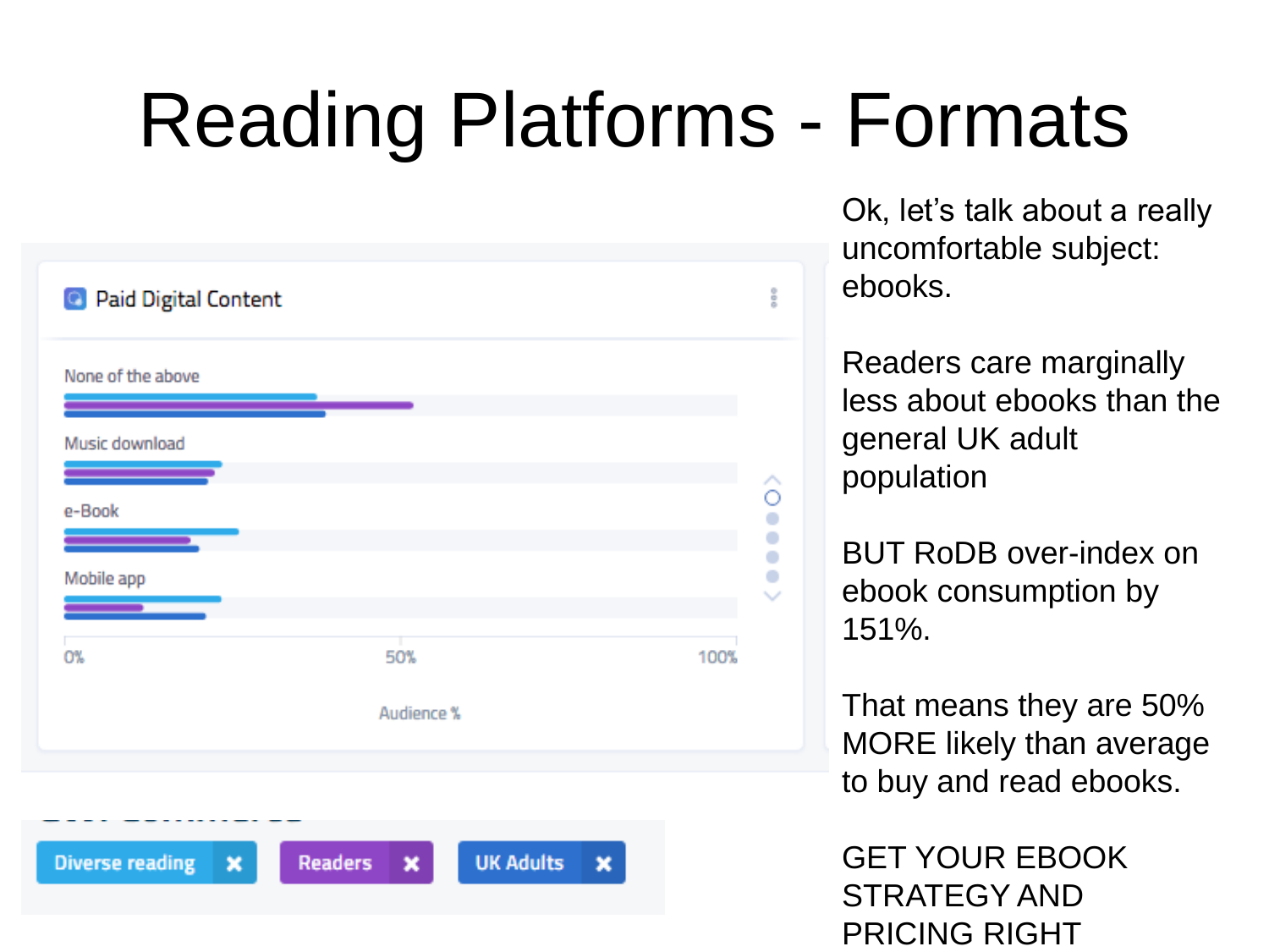# Reading Platforms - Formats

Paid Digital Content

None of the above

Music download

e-Book

Mobile app

0%

50%

100%

Audience %

Diverse reading

Readers

UK Adults

Ok, let's talk about a really uncomfortable subject: ebooks.

Readers care marginally less about ebooks than the general UK adult population

BUT RoDB over-index on ebook consumption by 151%.

That means they are 50% MORE likely than average to buy and read ebooks.

GET YOUR EBOOK STRATEGY AND PRICING RIGHT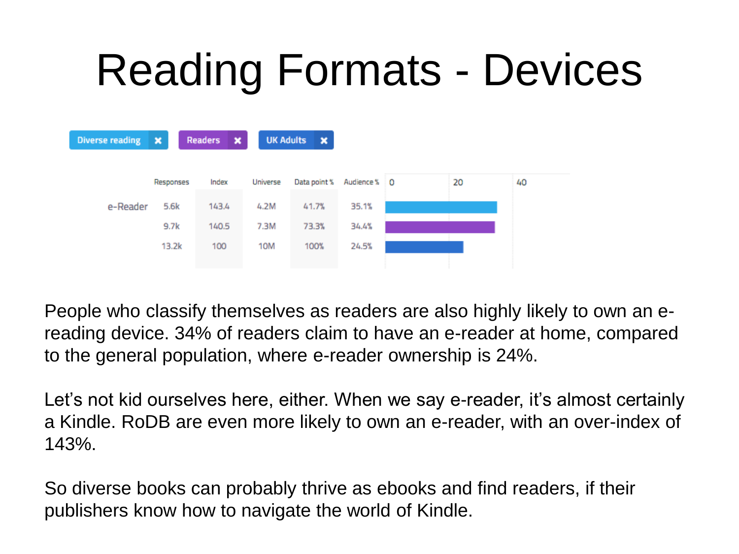# Reading Formats - Devices

Diverse reading ✖ Readers ✖ UK Adults ✖

| | Responses | Index | Universe | Data point % | Audience % |
|---|---|---|---|---|---|
| e-Reader | 5.6k | 143.4 | 4.2M | 41.7% | 35.1% |
| | 9.7k | 140.5 | 7.3M | 73.3% | 34.4% |
| | 13.2k | 100 | 10M | 100% | 24.5% |

0

20

40

People who classify themselves as readers are also highly likely to own an e-reading device. 34% of readers claim to have an e-reader at home, compared to the general population, where e-reader ownership is 24%.

Let's not kid ourselves here, either. When we say e-reader, it's almost certainly a Kindle. RoDB are even more likely to own an e-reader, with an over-index of 143%.

So diverse books can probably thrive as ebooks and find readers, if their publishers know how to navigate the world of Kindle.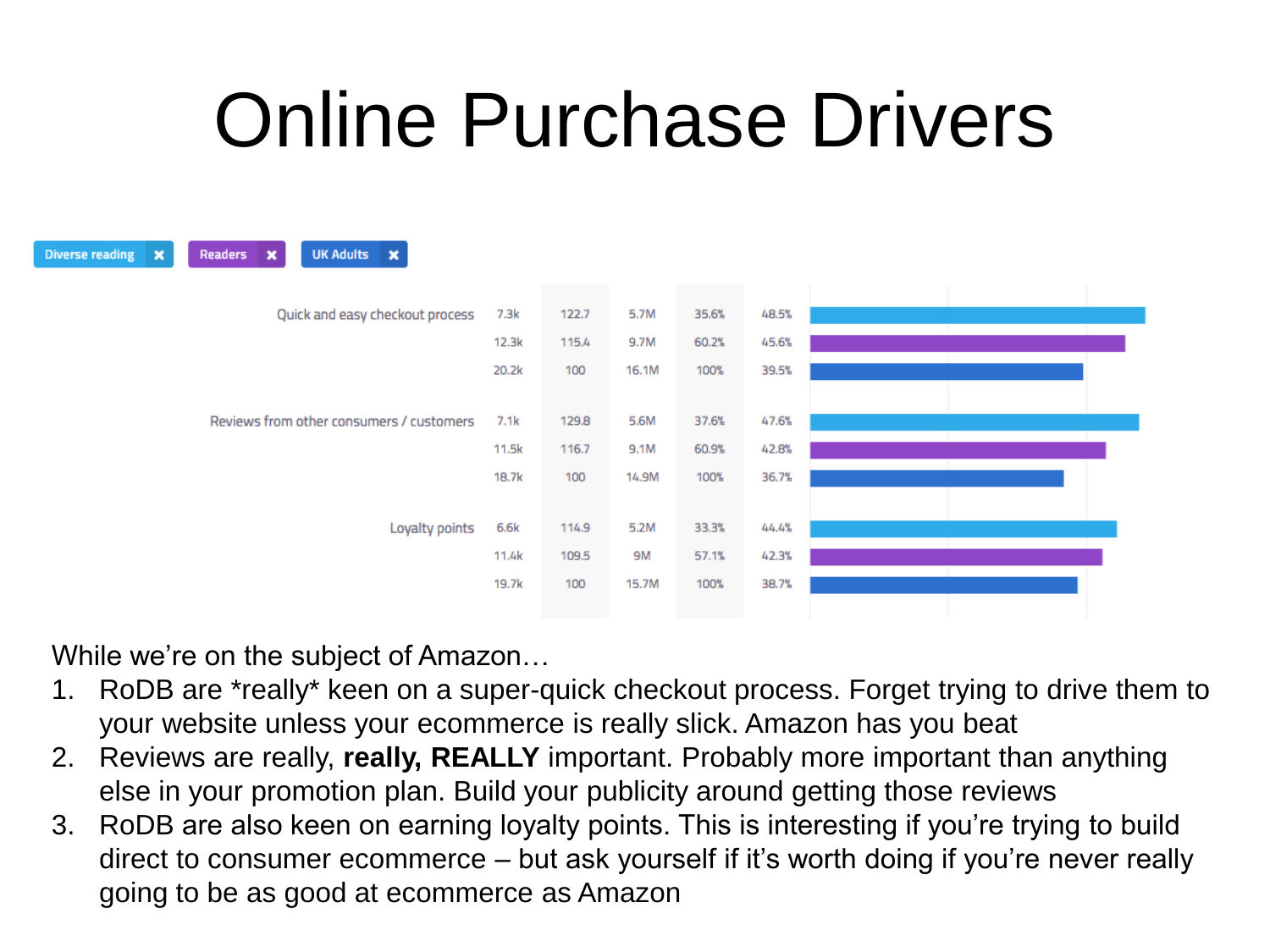# Online Purchase Drivers

Diverse reading
Readers
UK Adults

Quick and easy checkout process
7.3k 122.7 5.7M 35.6% 48.5%
12.3k 115.4 9.7M 60.2% 45.6%
20.2k 100 16.1M 100% 39.5%

Reviews from other consumers / customers
7.1k 129.8 5.6M 37.6% 47.6%
11.5k 116.7 9.1M 60.9% 42.8%
18.7k 100 14.9M 100% 36.7%

Loyalty points
6.6k 114.9 5.2M 33.3% 44.4%
11.4k 109.5 9M 57.1% 42.3%
19.7k 100 15.7M 100% 38.7%

While we're on the subject of Amazon…

1. RoDB are *really* keen on a super-quick checkout process. Forget trying to drive them to your website unless your ecommerce is really slick. Amazon has you beat
2. Reviews are really, **really, REALLY** important. Probably more important than anything else in your promotion plan. Build your publicity around getting those reviews
3. RoDB are also keen on earning loyalty points. This is interesting if you're trying to build direct to consumer ecommerce – but ask yourself if it's worth doing if you're never really going to be as good at ecommerce as Amazon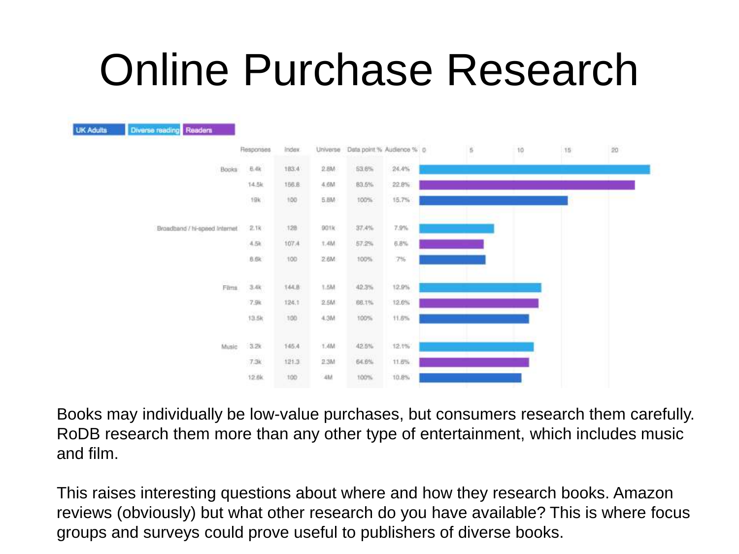# Online Purchase Research

UK Adults
Diverse reading
Readers

Responses
Index
Universe
Data point %
Audience %
0
5
10
15
20

Books
6.4k 183.4 2.8M 53.6% 24.4%
14.5k 156.8 4.6M 83.5% 22.8%
19k 100 5.8M 100% 15.7%

Broadband / hi-speed Internet
2.1k 128 901k 37.4% 7.9%
4.5k 107.4 1.4M 57.2% 6.8%
8.6k 100 2.6M 100% 7%

Films
3.4k 144.8 1.5M 42.3% 12.9%
7.9k 124.1 2.5M 68.1% 12.6%
13.5k 100 4.3M 100% 11.8%

Music
3.2k 145.4 1.4M 42.5% 12.1%
7.3k 121.3 2.3M 64.6% 11.6%
12.6k 100 4M 100% 10.8%

Books may individually be low-value purchases, but consumers research them carefully. RoDB research them more than any other type of entertainment, which includes music and film.

This raises interesting questions about where and how they research books. Amazon reviews (obviously) but what other research do you have available? This is where focus groups and surveys could prove useful to publishers of diverse books.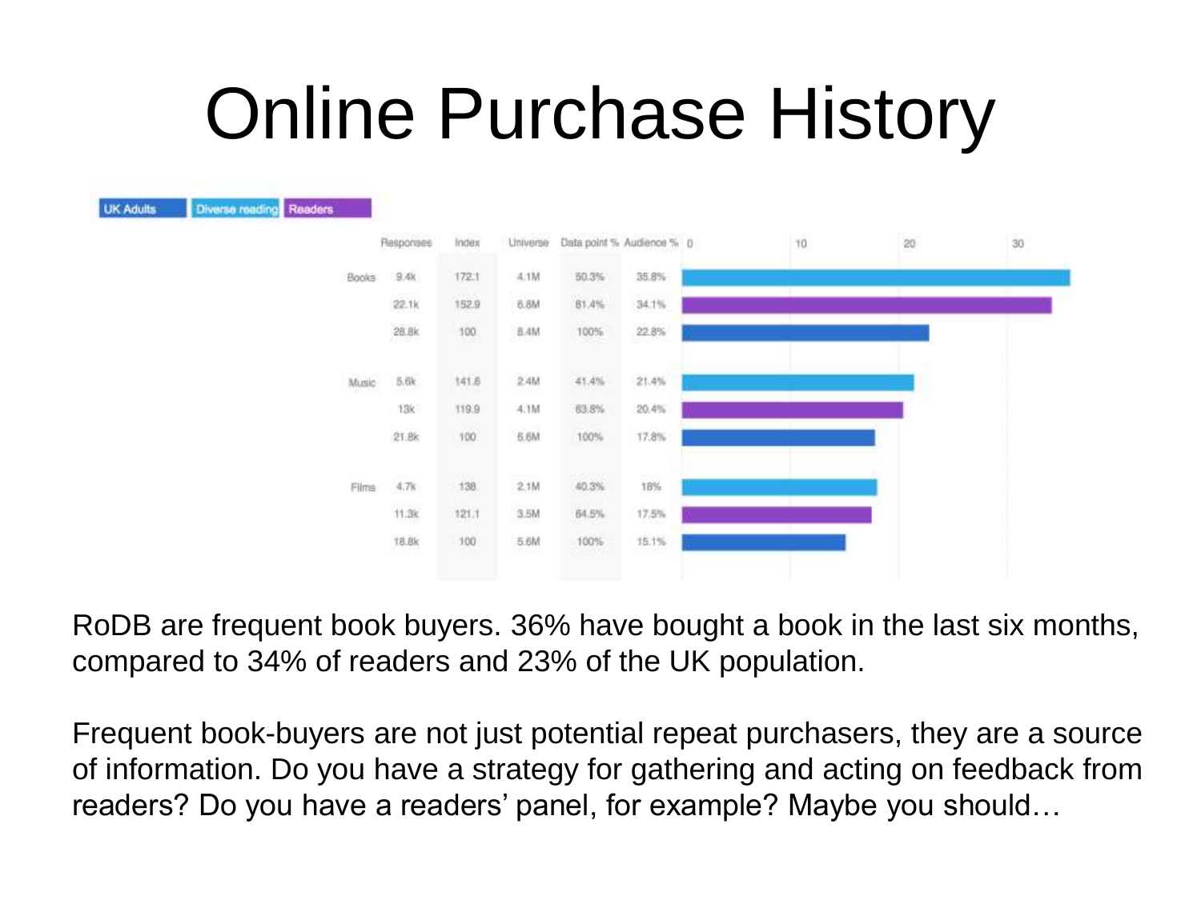# Online Purchase History

UK Adults
Diverse reading
Readers

Responses Index Universe Data point % Audience %
0 10 20 30

Books
9.4k 172.1 4.1M 50.3% 35.8%
22.1k 152.9 6.8M 81.4% 34.1%
28.8k 100 8.4M 100% 22.8%

Music
5.6k 141.6 2.4M 41.4% 21.4%
13k 119.9 4.1M 63.8% 20.4%
21.8k 100 6.6M 100% 17.8%

Films
4.7k 138 2.1M 40.3% 18%
11.3k 121.1 3.5M 64.5% 17.5%
18.8k 100 5.6M 100% 15.1%

RoDB are frequent book buyers. 36% have bought a book in the last six months, compared to 34% of readers and 23% of the UK population.

Frequent book-buyers are not just potential repeat purchasers, they are a source of information. Do you have a strategy for gathering and acting on feedback from readers? Do you have a readers' panel, for example? Maybe you should…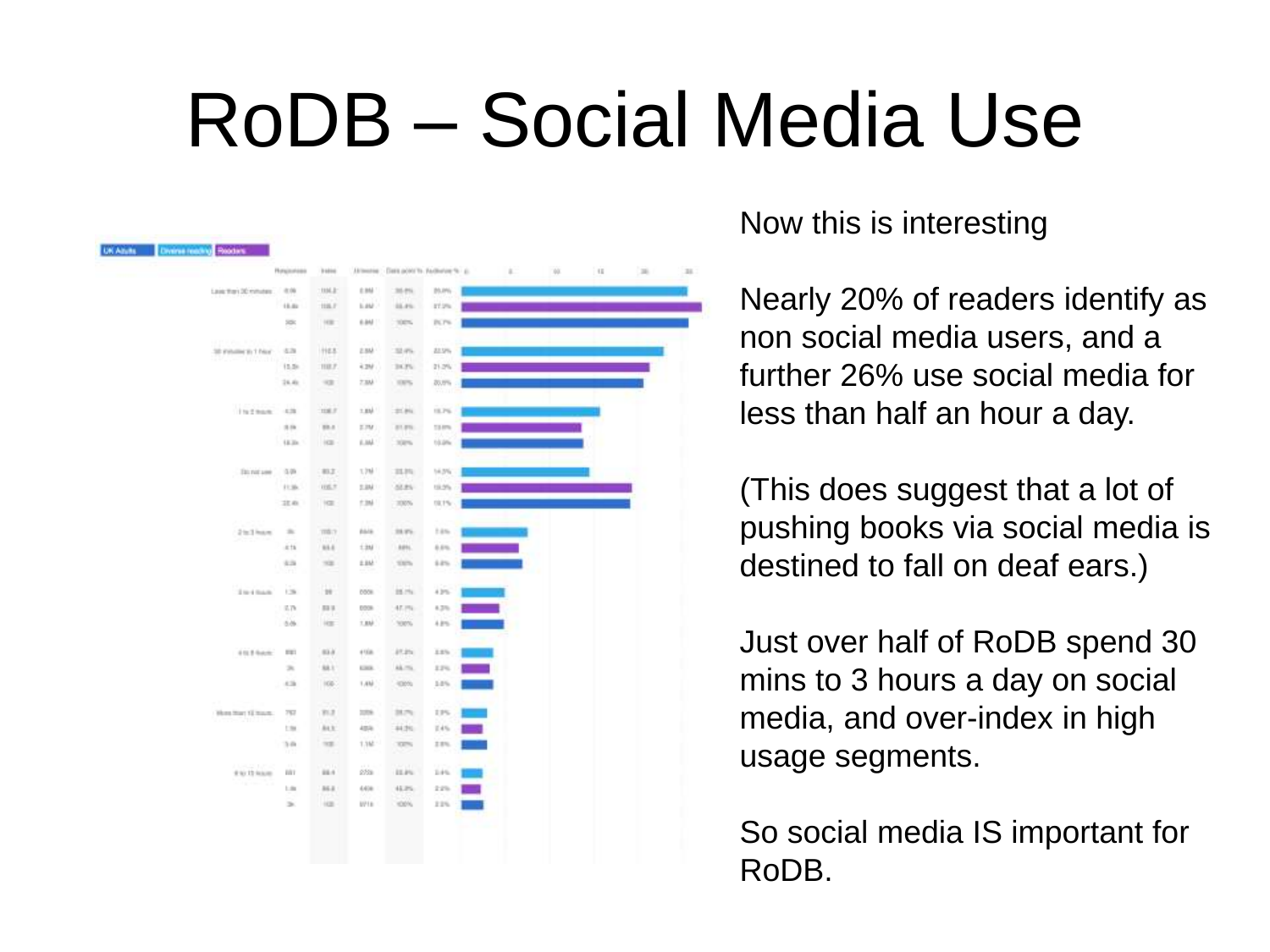# RoDB – Social Media Use

Now this is interesting

Nearly 20% of readers identify as non social media users, and a further 26% use social media for less than half an hour a day.

(This does suggest that a lot of pushing books via social media is destined to fall on deaf ears.)

Just over half of RoDB spend 30 mins to 3 hours a day on social media, and over-index in high usage segments.

So social media IS important for RoDB.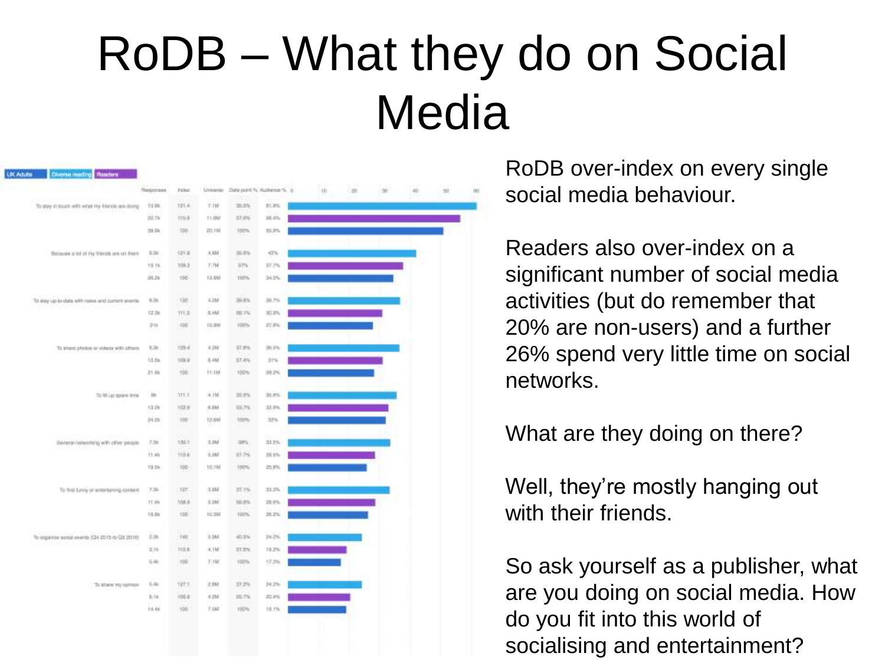# RoDB – What they do on Social Media

UK Adults | Diverse reading | Readers

RoDB over-index on every single social media behaviour.

Readers also over-index on a significant number of social media activities (but do remember that 20% are non-users) and a further 26% spend very little time on social networks.

What are they doing on there?

Well, they're mostly hanging out with their friends.

So ask yourself as a publisher, what are you doing on social media. How do you fit into this world of socialising and entertainment?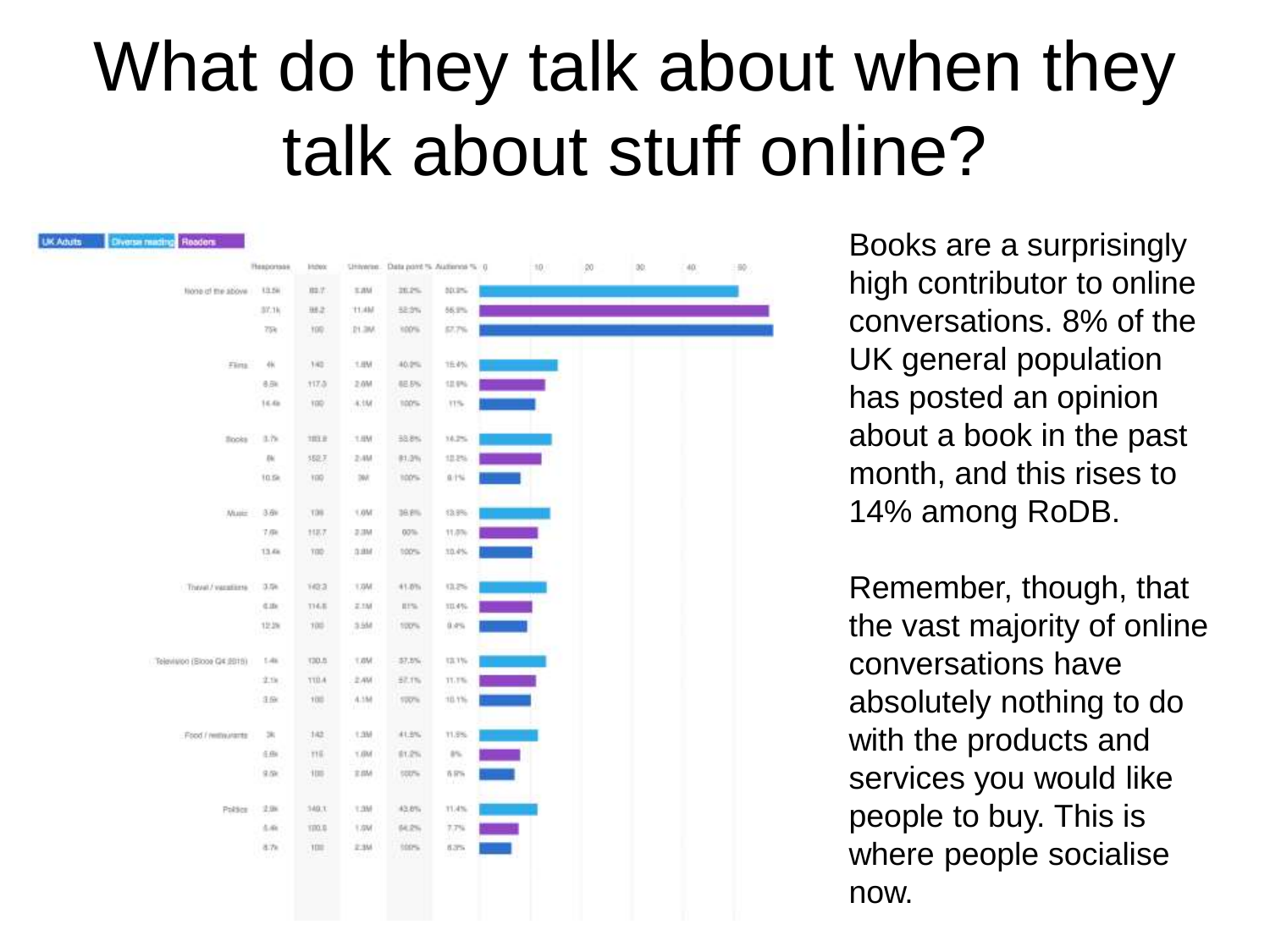# What do they talk about when they talk about stuff online?

UK Adults
Diverse reading
Readers

Responses
Index
Universe
Data point %
Audience %

0
10
20
30
40
50

None of the above
13.5k 89.7 5.8M 26.2% 50.9%
37.1k 98.2 11.4M 52.3% 55.9%
75k 100 21.3M 100% 57.7%

Films
4k 140 1.8M 40.2% 15.4%
8.5k 117.3 2.6M 62.5% 12.9%
14.4k 100 4.1M 100% 11%

Books
3.7k 183.8 1.6M 53.8% 14.2%
8k 152.7 2.4M 81.3% 12.2%
10.5k 100 3M 100% 8.1%

Music
3.6k 139 1.6M 36.8% 13.9%
7.6k 112.7 2.3M 60% 11.8%
13.4k 100 3.8M 100% 10.4%

Travel / vacations
3.5k 140.3 1.5M 41.8% 13.2%
6.8k 114.6 2.1M 81% 10.4%
12.2k 100 3.5M 100% 9.4%

Television (Since Q4 2015)
1.4k 130.5 1.6M 37.5% 13.1%
2.1k 110.4 2.4M 57.1% 11.1%
3.5k 100 4.1M 100% 10.1%

Food / restaurants
3k 142 1.3M 41.5% 11.5%
5.8k 115 1.6M 81.2% 8%
9.5k 100 2.6M 100% 6.9%

Politics
2.9k 149.1 1.3M 43.6% 11.4%
5.4k 120.5 1.9M 64.2% 7.7%
8.7k 100 2.3M 100% 8.3%

Books are a surprisingly high contributor to online conversations. 8% of the UK general population has posted an opinion about a book in the past month, and this rises to 14% among RoDB.

Remember, though, that the vast majority of online conversations have absolutely nothing to do with the products and services you would like people to buy. This is where people socialise now.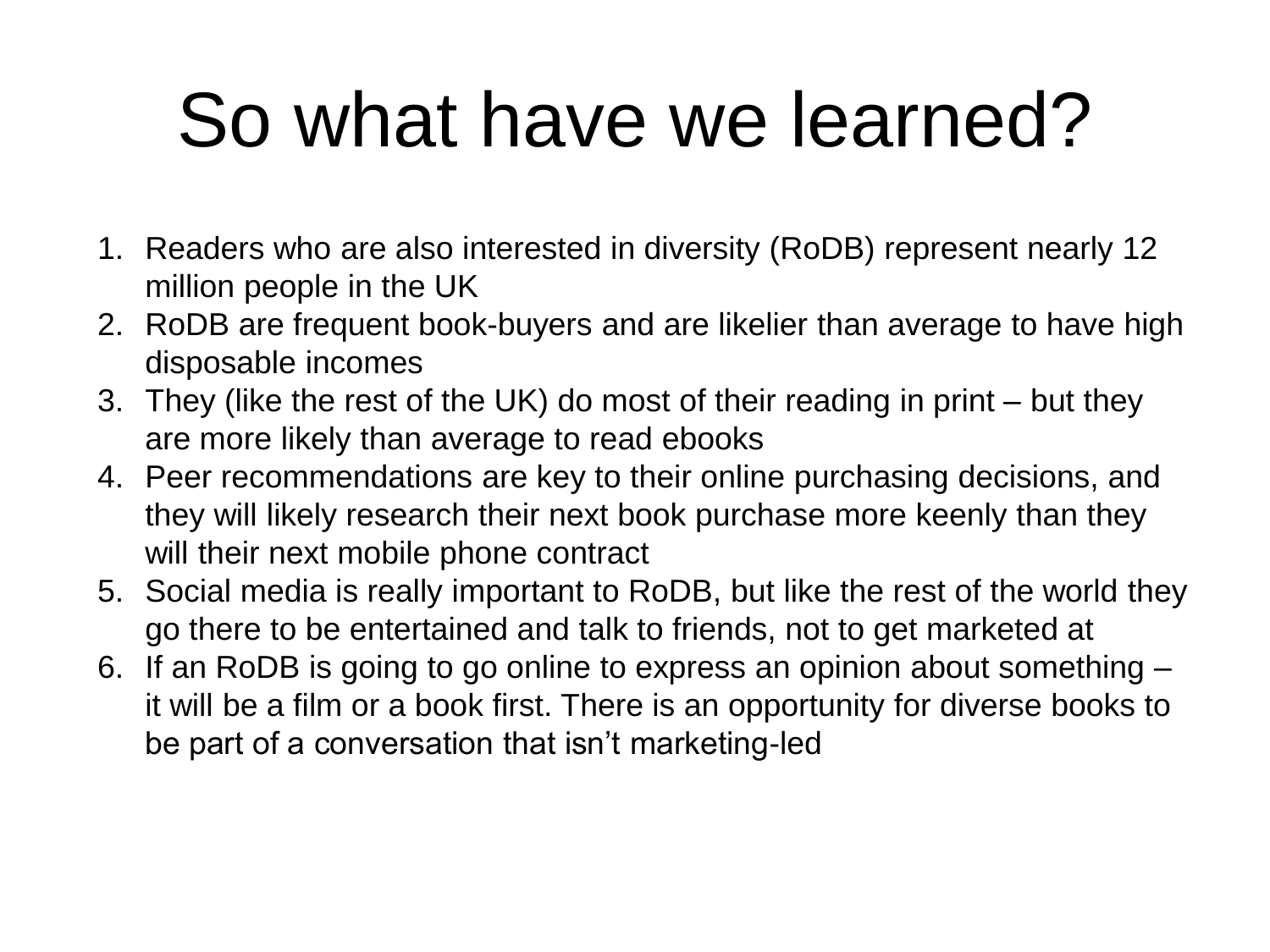# So what have we learned?

1. Readers who are also interested in diversity (RoDB) represent nearly 12 million people in the UK
2. RoDB are frequent book-buyers and are likelier than average to have high disposable incomes
3. They (like the rest of the UK) do most of their reading in print – but they are more likely than average to read ebooks
4. Peer recommendations are key to their online purchasing decisions, and they will likely research their next book purchase more keenly than they will their next mobile phone contract
5. Social media is really important to RoDB, but like the rest of the world they go there to be entertained and talk to friends, not to get marketed at
6. If an RoDB is going to go online to express an opinion about something – it will be a film or a book first. There is an opportunity for diverse books to be part of a conversation that isn't marketing-led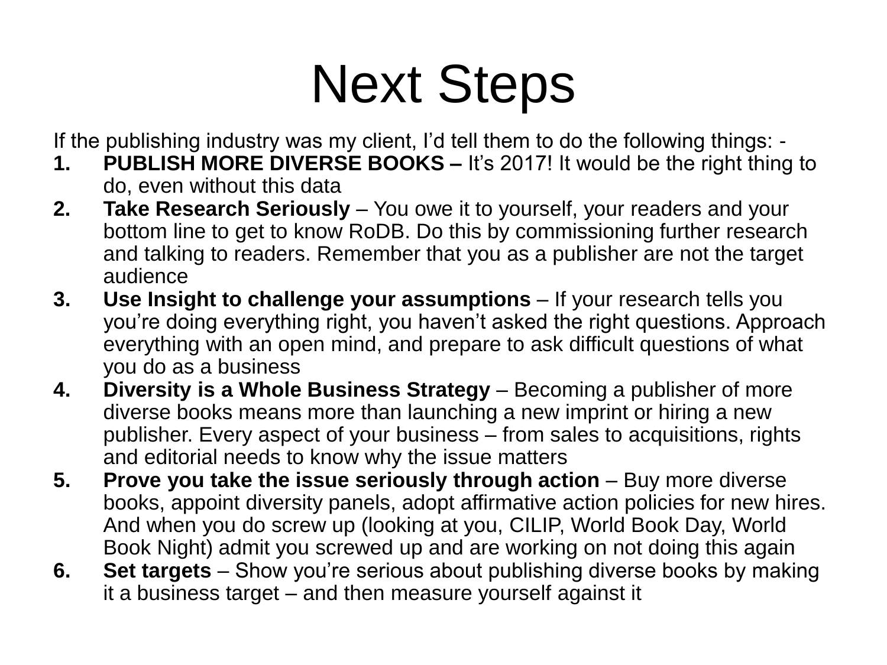# Next Steps

If the publishing industry was my client, I'd tell them to do the following things: -

1. **PUBLISH MORE DIVERSE BOOKS –** It's 2017! It would be the right thing to do, even without this data
2. **Take Research Seriously** – You owe it to yourself, your readers and your bottom line to get to know RoDB. Do this by commissioning further research and talking to readers. Remember that you as a publisher are not the target audience
3. **Use Insight to challenge your assumptions** – If your research tells you you're doing everything right, you haven't asked the right questions. Approach everything with an open mind, and prepare to ask difficult questions of what you do as a business
4. **Diversity is a Whole Business Strategy** – Becoming a publisher of more diverse books means more than launching a new imprint or hiring a new publisher. Every aspect of your business – from sales to acquisitions, rights and editorial needs to know why the issue matters
5. **Prove you take the issue seriously through action** – Buy more diverse books, appoint diversity panels, adopt affirmative action policies for new hires. And when you do screw up (looking at you, CILIP, World Book Day, World Book Night) admit you screwed up and are working on not doing this again
6. **Set targets** – Show you're serious about publishing diverse books by making it a business target – and then measure yourself against it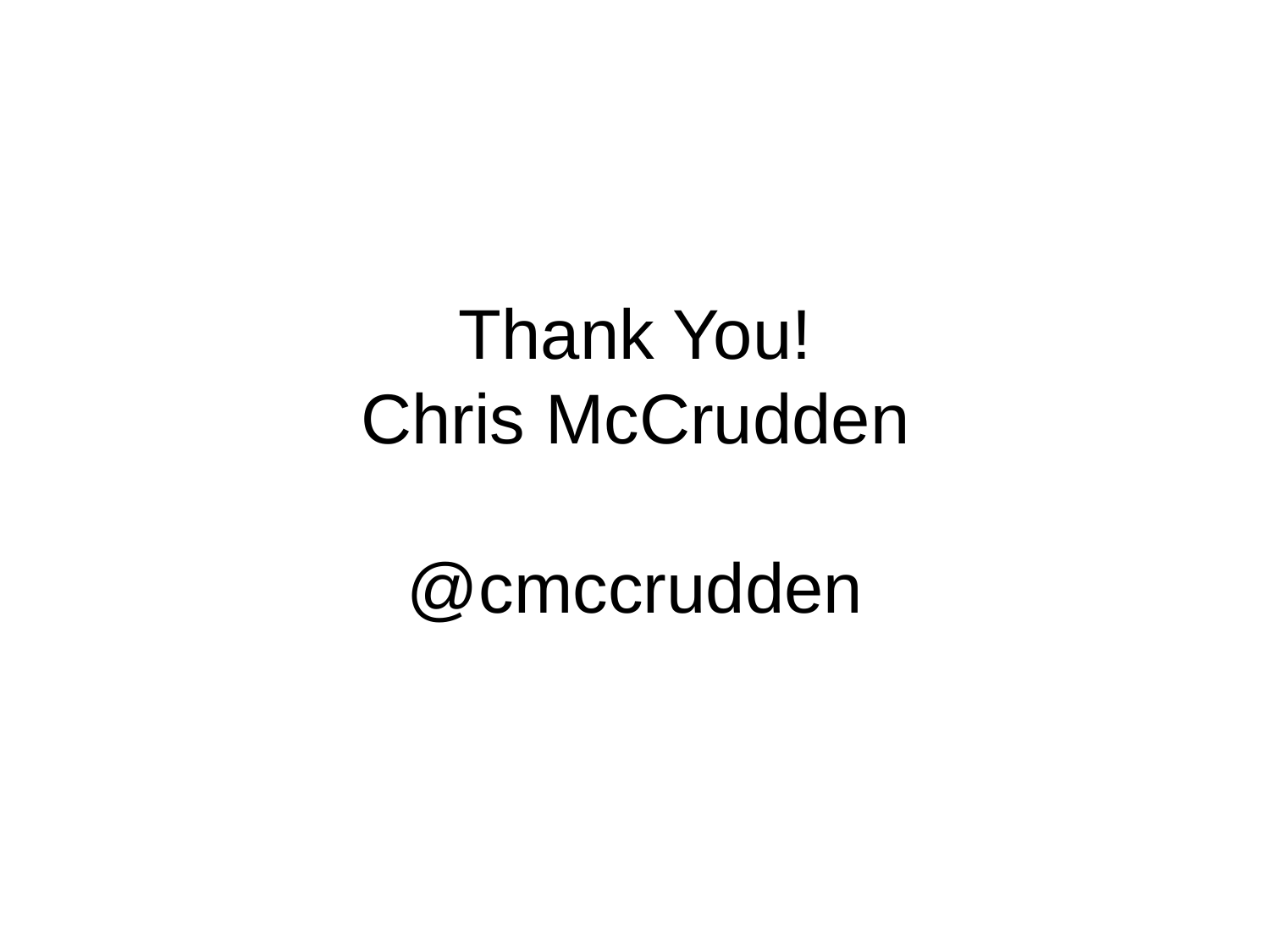Thank You!

Chris McCrudden

@cmccrudden